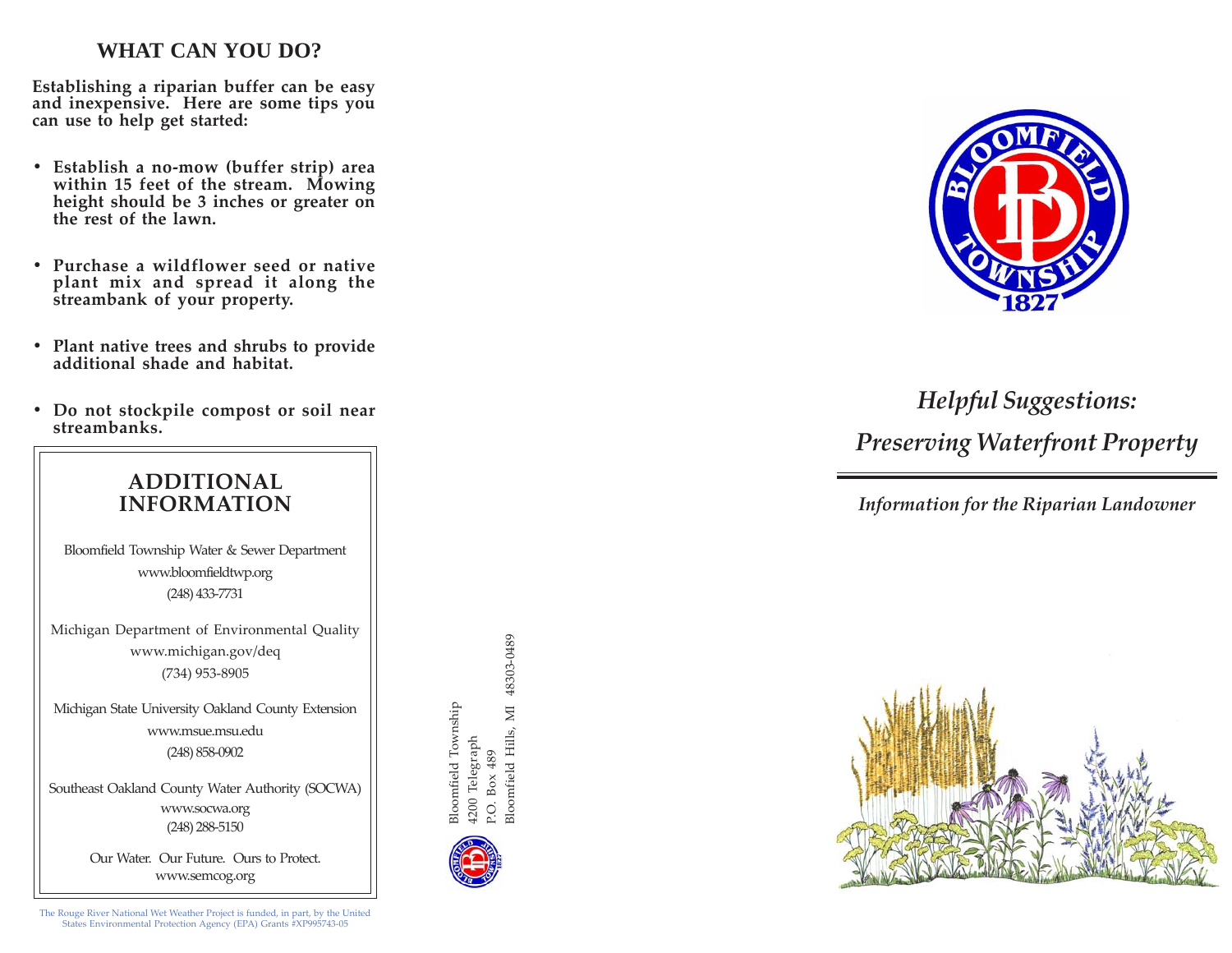## WHAT CAN YOU DO?

**Establishing a riparian buffer can be easy and inexpensive. Here are some tips you can use to help get started:**

- **Establish a no-mow (buffer strip) area within 15 feet of the stream. Mowing height should be 3 inches or greater on the rest of the lawn.**
- **Purchase a wildflower seed or native plant mix and spread it along the streambank of your property.**
- **Plant native trees and shrubs to provide additional shade and habitat.**
- **Do not stockpile compost or soil near streambanks.**

### ADDITIONAL INFORMATION

Bloomfield Township Water & Sewer Department
www.bloomfieldtwp.org
(248) 433-7731

Michigan Department of Environmental Quality
www.michigan.gov/deq
(734) 953-8905

Michigan State University Oakland County Extension
www.msue.msu.edu
(248) 858-0902

Southeast Oakland County Water Authority (SOCWA)
www.socwa.org
(248) 288-5150

Our Water. Our Future. Ours to Protect.
www.semcog.org

The Rouge River National Wet Weather Project is funded, in part, by the United States Environmental Protection Agency (EPA) Grants #XP995743-05

Bloomfield Township
4200 Telegraph
P.O. Box 489
Bloomfield Hills, MI 48303-0489

# *Helpful Suggestions: Preserving Waterfront Property*

*Information for the Riparian Landowner*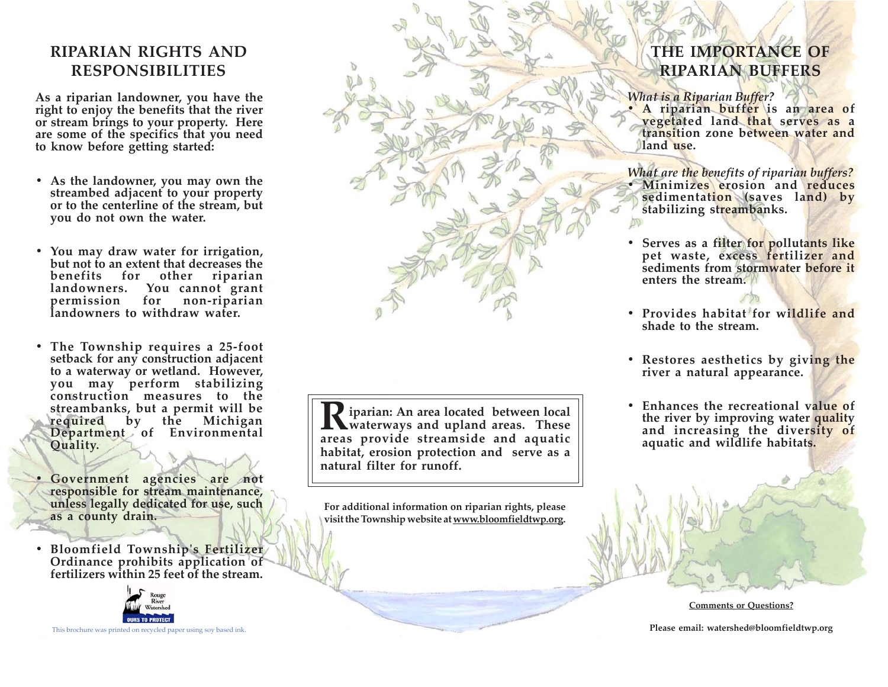## RIPARIAN RIGHTS AND RESPONSIBILITIES

**As a riparian landowner, you have the right to enjoy the benefits that the river or stream brings to your property. Here are some of the specifics that you need to know before getting started:**

- **As the landowner, you may own the streambed adjacent to your property or to the centerline of the stream, but you do not own the water.**
- **You may draw water for irrigation, but not to an extent that decreases the benefits for other riparian landowners. You cannot grant permission for non-riparian landowners to withdraw water.**
- **The Township requires a 25-foot setback for any construction adjacent to a waterway or wetland. However, you may perform stabilizing construction measures to the streambanks, but a permit will be required by the Michigan Department of Environmental Quality.**
- **Government agencies are not responsible for stream maintenance, unless legally dedicated for use, such as a county drain.**
- **Bloomfield Township's Fertilizer Ordinance prohibits application of fertilizers within 25 feet of the stream.**

Rouge River Watershed
OURS TO PROTECT

This brochure was printed on recycled paper using soy based ink.

**Riparian: An area located between local waterways and upland areas. These areas provide streamside and aquatic habitat, erosion protection and serve as a natural filter for runoff.**

**For additional information on riparian rights, please visit the Township website at [www.bloomfieldtwp.org](www.bloomfieldtwp.org).**

## THE IMPORTANCE OF RIPARIAN BUFFERS

***What is a Riparian Buffer?***

- **A riparian buffer is an area of vegetated land that serves as a transition zone between water and land use.**

***What are the benefits of riparian buffers?***

- **Minimizes erosion and reduces sedimentation (saves land) by stabilizing streambanks.**
- **Serves as a filter for pollutants like pet waste, excess fertilizer and sediments from stormwater before it enters the stream.**
- **Provides habitat for wildlife and shade to the stream.**
- **Restores aesthetics by giving the river a natural appearance.**
- **Enhances the recreational value of the river by improving water quality and increasing the diversity of aquatic and wildlife habitats.**

**Comments or Questions?**

**Please email: watershed@bloomfieldtwp.org**